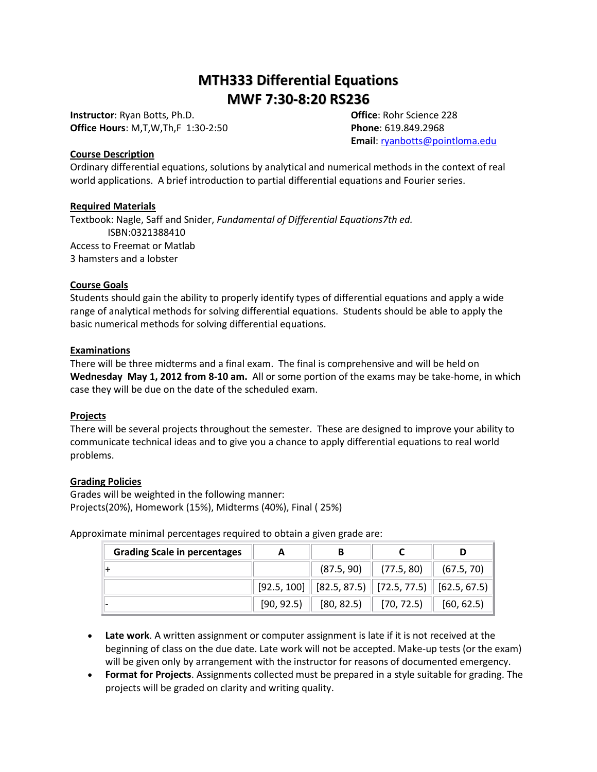# MTH333 Differential Equations
# MWF 7:30-8:20 RS236

**Instructor**: Ryan Botts, Ph.D.
**Office Hours**: M,T,W,Th,F 1:30-2:50

**Office**: Rohr Science 228
**Phone**: 619.849.2968
**Email**: ryanbotts@pointloma.edu

## Course Description

Ordinary differential equations, solutions by analytical and numerical methods in the context of real world applications. A brief introduction to partial differential equations and Fourier series.

## Required Materials

Textbook: Nagle, Saff and Snider, *Fundamental of Differential Equations7th ed.*
ISBN:0321388410
Access to Freemat or Matlab
3 hamsters and a lobster

## Course Goals

Students should gain the ability to properly identify types of differential equations and apply a wide range of analytical methods for solving differential equations. Students should be able to apply the basic numerical methods for solving differential equations.

## Examinations

There will be three midterms and a final exam. The final is comprehensive and will be held on **Wednesday May 1, 2012 from 8-10 am.** All or some portion of the exams may be take-home, in which case they will be due on the date of the scheduled exam.

## Projects

There will be several projects throughout the semester. These are designed to improve your ability to communicate technical ideas and to give you a chance to apply differential equations to real world problems.

## Grading Policies

Grades will be weighted in the following manner:
Projects(20%), Homework (15%), Midterms (40%), Final ( 25%)

Approximate minimal percentages required to obtain a given grade are:

| Grading Scale in percentages | A | B | C | D |
|---|---|---|---|---|
| + | | (87.5, 90) | (77.5, 80) | (67.5, 70) |
| | [92.5, 100] | [82.5, 87.5) | [72.5, 77.5) | [62.5, 67.5) |
| - | [90, 92.5) | [80, 82.5) | [70, 72.5) | [60, 62.5) |

- **Late work**. A written assignment or computer assignment is late if it is not received at the beginning of class on the due date. Late work will not be accepted. Make-up tests (or the exam) will be given only by arrangement with the instructor for reasons of documented emergency.
- **Format for Projects**. Assignments collected must be prepared in a style suitable for grading. The projects will be graded on clarity and writing quality.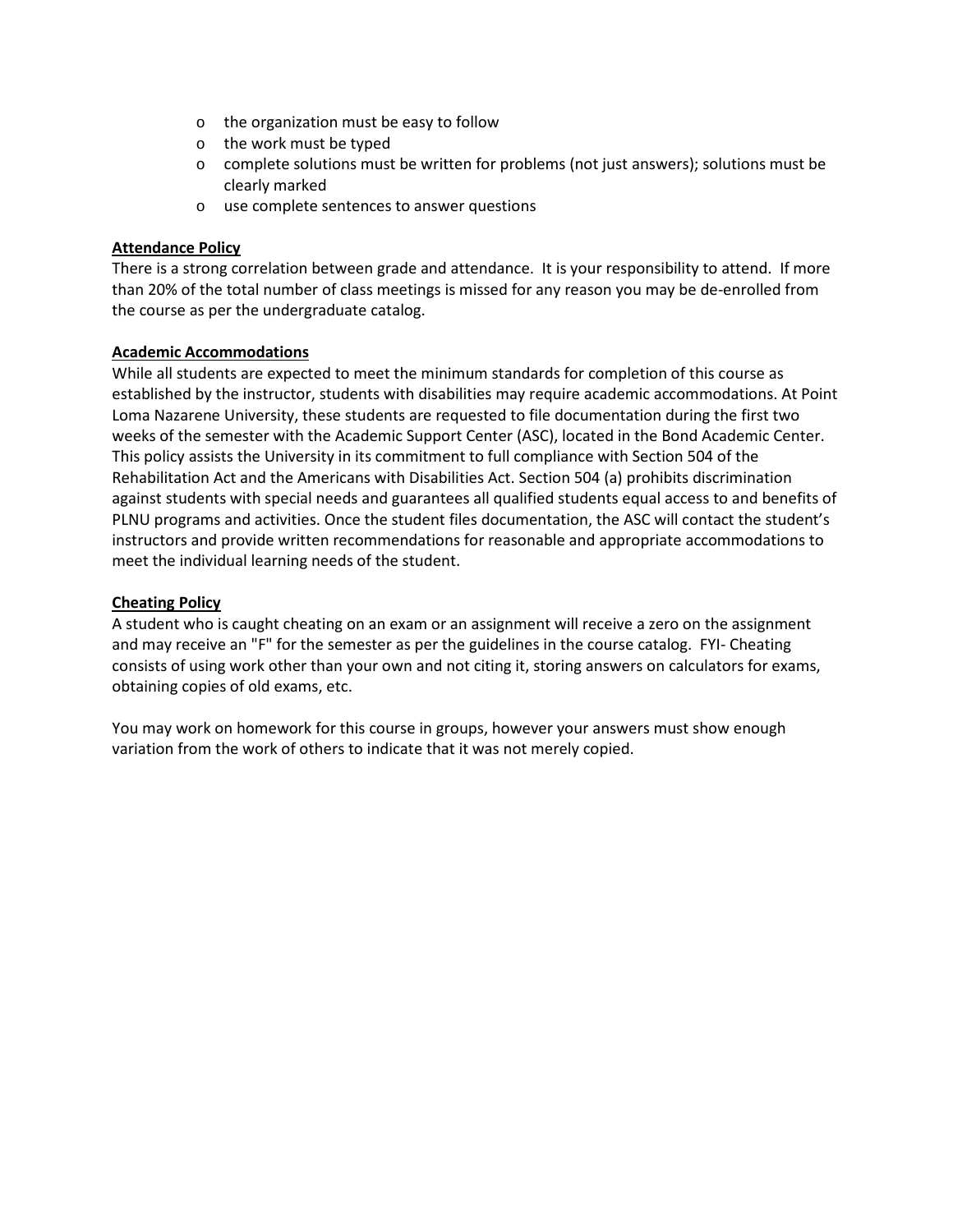- the organization must be easy to follow
- the work must be typed
- complete solutions must be written for problems (not just answers); solutions must be clearly marked
- use complete sentences to answer questions

**Attendance Policy**

There is a strong correlation between grade and attendance. It is your responsibility to attend. If more than 20% of the total number of class meetings is missed for any reason you may be de-enrolled from the course as per the undergraduate catalog.

**Academic Accommodations**

While all students are expected to meet the minimum standards for completion of this course as established by the instructor, students with disabilities may require academic accommodations. At Point Loma Nazarene University, these students are requested to file documentation during the first two weeks of the semester with the Academic Support Center (ASC), located in the Bond Academic Center. This policy assists the University in its commitment to full compliance with Section 504 of the Rehabilitation Act and the Americans with Disabilities Act. Section 504 (a) prohibits discrimination against students with special needs and guarantees all qualified students equal access to and benefits of PLNU programs and activities. Once the student files documentation, the ASC will contact the student's instructors and provide written recommendations for reasonable and appropriate accommodations to meet the individual learning needs of the student.

**Cheating Policy**

A student who is caught cheating on an exam or an assignment will receive a zero on the assignment and may receive an "F" for the semester as per the guidelines in the course catalog. FYI- Cheating consists of using work other than your own and not citing it, storing answers on calculators for exams, obtaining copies of old exams, etc.

You may work on homework for this course in groups, however your answers must show enough variation from the work of others to indicate that it was not merely copied.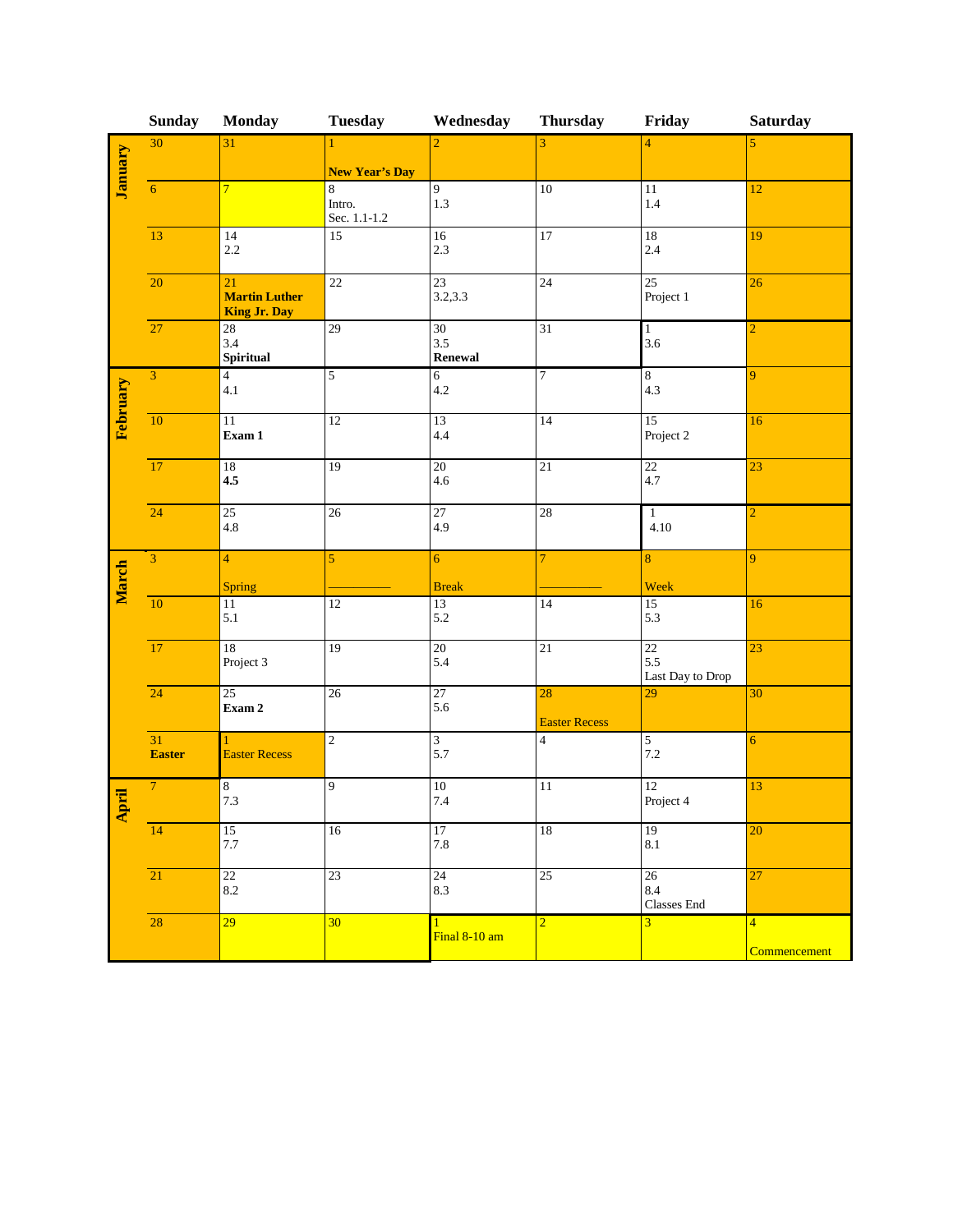| | Sunday | Monday | Tuesday | Wednesday | Thursday | Friday | Saturday |
|---|---|---|---|---|---|---|---|
| **January** | 30 | 31 | 1 **New Year's Day** | 2 | 3 | 4 | 5 |
| | 6 | 7 | 8 Intro. Sec. 1.1-1.2 | 9 1.3 | 10 | 11 1.4 | 12 |
| | 13 | 14 2.2 | 15 | 16 2.3 | 17 | 18 2.4 | 19 |
| | 20 | 21 **Martin Luther King Jr. Day** | 22 | 23 3.2,3.3 | 24 | 25 Project 1 | 26 |
| | 27 | 28 3.4 **Spiritual** | 29 | 30 3.5 **Renewal** | 31 | 1 3.6 | 2 |
| **February** | 3 | 4 4.1 | 5 | 6 4.2 | 7 | 8 4.3 | 9 |
| | 10 | 11 **Exam 1** | 12 | 13 4.4 | 14 | 15 Project 2 | 16 |
| | 17 | 18 **4.5** | 19 | 20 4.6 | 21 | 22 4.7 | 23 |
| | 24 | 25 4.8 | 26 | 27 4.9 | 28 | 1 4.10 | 2 |
| **March** | 3 | 4 Spring | 5 ———— | 6 Break | 7 ———— | 8 Week | 9 |
| | 10 | 11 5.1 | 12 | 13 5.2 | 14 | 15 5.3 | 16 |
| | 17 | 18 Project 3 | 19 | 20 5.4 | 21 | 22 5.5 Last Day to Drop | 23 |
| | 24 | 25 **Exam 2** | 26 | 27 5.6 | 28 Easter Recess | 29 | 30 |
| | 31 **Easter** | 1 Easter Recess | 2 | 3 5.7 | 4 | 5 7.2 | 6 |
| **April** | 7 | 8 7.3 | 9 | 10 7.4 | 11 | 12 Project 4 | 13 |
| | 14 | 15 7.7 | 16 | 17 7.8 | 18 | 19 8.1 | 20 |
| | 21 | 22 8.2 | 23 | 24 8.3 | 25 | 26 8.4 Classes End | 27 |
| | 28 | 29 | 30 | 1 Final 8-10 am | 2 | 3 | 4 Commencement |